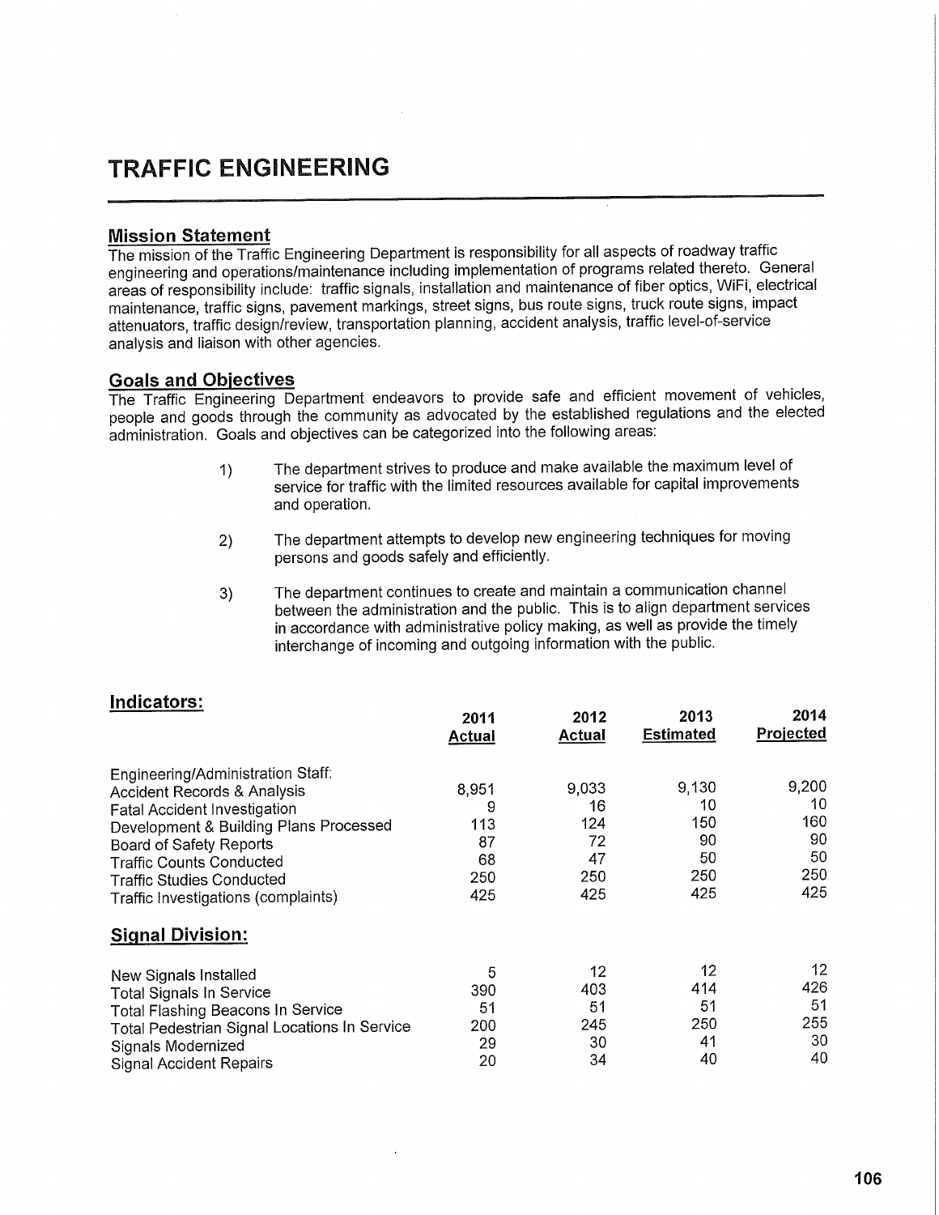# TRAFFIC ENGINEERING

## Mission Statement

The mission of the Traffic Engineering Department is responsibility for all aspects of roadway traffic engineering and operations/maintenance including implementation of programs related thereto. General areas of responsibility include: traffic signals, installation and maintenance of fiber optics, WiFi, electrical maintenance, traffic signs, pavement markings, street signs, bus route signs, truck route signs, impact attenuators, traffic design/review, transportation planning, accident analysis, traffic level-of-service analysis and liaison with other agencies.

## Goals and Objectives

The Traffic Engineering Department endeavors to provide safe and efficient movement of vehicles, people and goods through the community as advocated by the established regulations and the elected administration. Goals and objectives can be categorized into the following areas:

1) The department strives to produce and make available the maximum level of service for traffic with the limited resources available for capital improvements and operation.

2) The department attempts to develop new engineering techniques for moving persons and goods safely and efficiently.

3) The department continues to create and maintain a communication channel between the administration and the public. This is to align department services in accordance with administrative policy making, as well as provide the timely interchange of incoming and outgoing information with the public.

## Indicators:

| | 2011 Actual | 2012 Actual | 2013 Estimated | 2014 Projected |
|---|---|---|---|---|
| Engineering/Administration Staff: | | | | |
| Accident Records & Analysis | 8,951 | 9,033 | 9,130 | 9,200 |
| Fatal Accident Investigation | 9 | 16 | 10 | 10 |
| Development & Building Plans Processed | 113 | 124 | 150 | 160 |
| Board of Safety Reports | 87 | 72 | 90 | 90 |
| Traffic Counts Conducted | 68 | 47 | 50 | 50 |
| Traffic Studies Conducted | 250 | 250 | 250 | 250 |
| Traffic Investigations (complaints) | 425 | 425 | 425 | 425 |
| **Signal Division:** | | | | |
| New Signals Installed | 5 | 12 | 12 | 12 |
| Total Signals In Service | 390 | 403 | 414 | 426 |
| Total Flashing Beacons In Service | 51 | 51 | 51 | 51 |
| Total Pedestrian Signal Locations In Service | 200 | 245 | 250 | 255 |
| Signals Modernized | 29 | 30 | 41 | 30 |
| Signal Accident Repairs | 20 | 34 | 40 | 40 |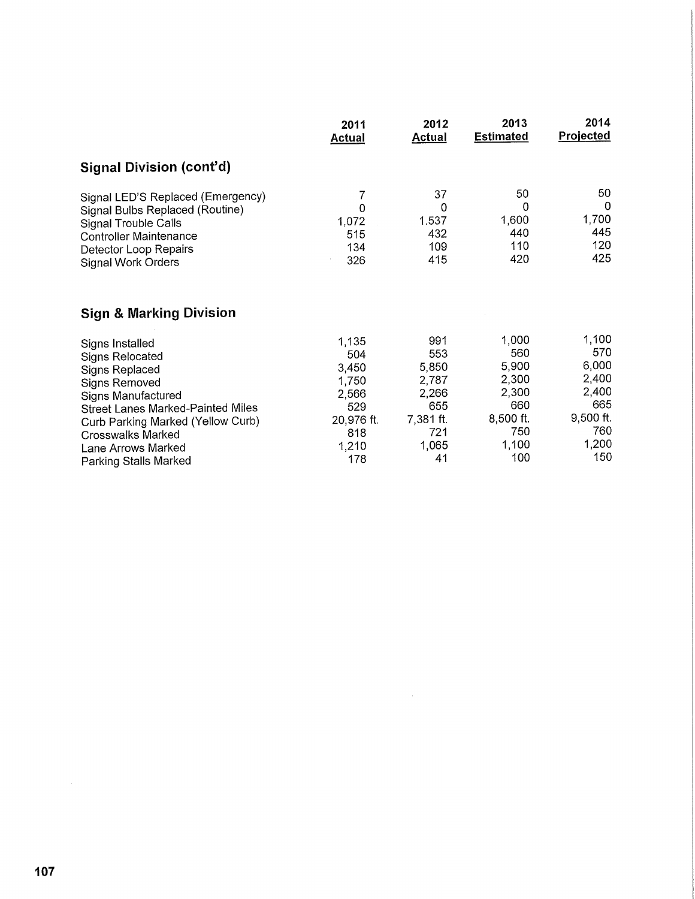| | 2011 Actual | 2012 Actual | 2013 Estimated | 2014 Projected |
|---|---|---|---|---|
| **Signal Division (cont'd)** | | | | |
| Signal LED'S Replaced (Emergency) | 7 | 37 | 50 | 50 |
| Signal Bulbs Replaced (Routine) | 0 | 0 | 0 | 0 |
| Signal Trouble Calls | 1,072 | 1.537 | 1,600 | 1,700 |
| Controller Maintenance | 515 | 432 | 440 | 445 |
| Detector Loop Repairs | 134 | 109 | 110 | 120 |
| Signal Work Orders | 326 | 415 | 420 | 425 |
| **Sign & Marking Division** | | | | |
| Signs Installed | 1,135 | 991 | 1,000 | 1,100 |
| Signs Relocated | 504 | 553 | 560 | 570 |
| Signs Replaced | 3,450 | 5,850 | 5,900 | 6,000 |
| Signs Removed | 1,750 | 2,787 | 2,300 | 2,400 |
| Signs Manufactured | 2,566 | 2,266 | 2,300 | 2,400 |
| Street Lanes Marked-Painted Miles | 529 | 655 | 660 | 665 |
| Curb Parking Marked (Yellow Curb) | 20,976 ft. | 7,381 ft. | 8,500 ft. | 9,500 ft. |
| Crosswalks Marked | 818 | 721 | 750 | 760 |
| Lane Arrows Marked | 1,210 | 1,065 | 1,100 | 1,200 |
| Parking Stalls Marked | 178 | 41 | 100 | 150 |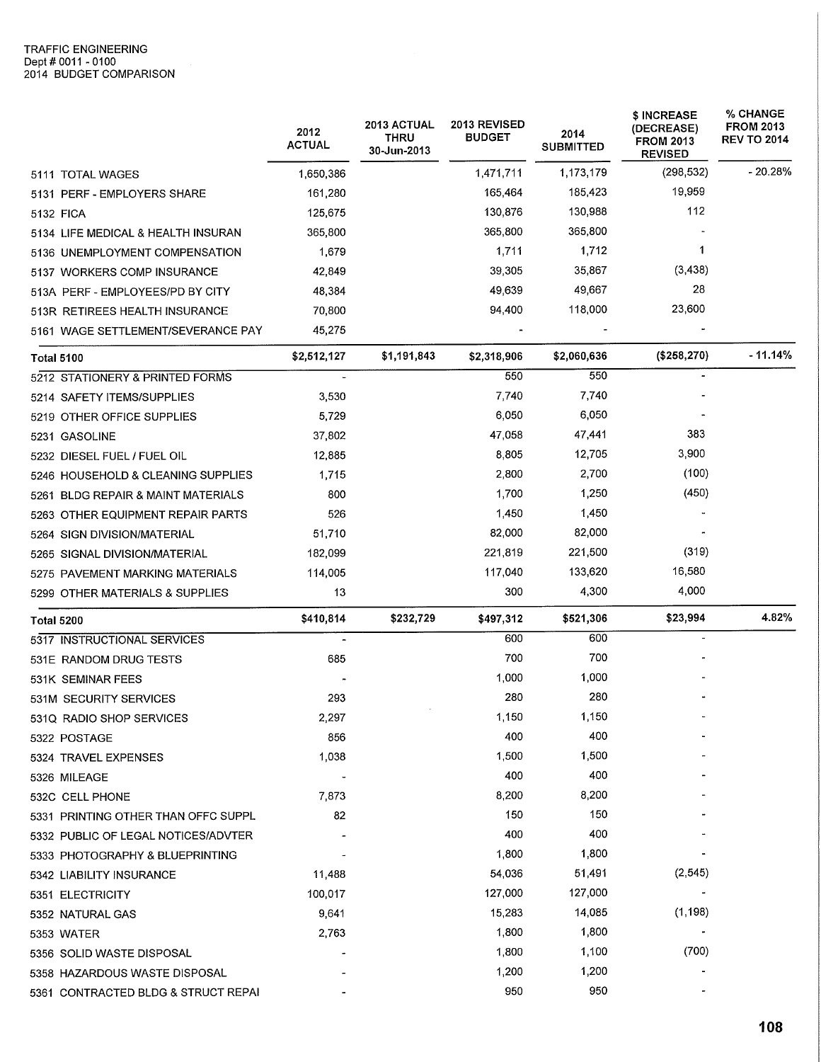TRAFFIC ENGINEERING
Dept # 0011 - 0100
2014 BUDGET COMPARISON

| | 2012 ACTUAL | 2013 ACTUAL THRU 30-Jun-2013 | 2013 REVISED BUDGET | 2014 SUBMITTED | $ INCREASE (DECREASE) FROM 2013 REVISED | % CHANGE FROM 2013 REV TO 2014 |
|---|---|---|---|---|---|---|
| 5111 TOTAL WAGES | 1,650,386 | | 1,471,711 | 1,173,179 | (298,532) | - 20.28% |
| 5131 PERF - EMPLOYERS SHARE | 161,280 | | 165,464 | 185,423 | 19,959 | |
| 5132 FICA | 125,675 | | 130,876 | 130,988 | 112 | |
| 5134 LIFE MEDICAL & HEALTH INSURAN | 365,800 | | 365,800 | 365,800 | - | |
| 5136 UNEMPLOYMENT COMPENSATION | 1,679 | | 1,711 | 1,712 | 1 | |
| 5137 WORKERS COMP INSURANCE | 42,849 | | 39,305 | 35,867 | (3,438) | |
| 513A PERF - EMPLOYEES/PD BY CITY | 48,384 | | 49,639 | 49,667 | 28 | |
| 513R RETIREES HEALTH INSURANCE | 70,800 | | 94,400 | 118,000 | 23,600 | |
| 5161 WAGE SETTLEMENT/SEVERANCE PAY | 45,275 | | - | - | - | |
| **Total 5100** | **$2,512,127** | **$1,191,843** | **$2,318,906** | **$2,060,636** | **($258,270)** | **- 11.14%** |
| 5212 STATIONERY & PRINTED FORMS | - | | 550 | 550 | - | |
| 5214 SAFETY ITEMS/SUPPLIES | 3,530 | | 7,740 | 7,740 | - | |
| 5219 OTHER OFFICE SUPPLIES | 5,729 | | 6,050 | 6,050 | - | |
| 5231 GASOLINE | 37,802 | | 47,058 | 47,441 | 383 | |
| 5232 DIESEL FUEL / FUEL OIL | 12,885 | | 8,805 | 12,705 | 3,900 | |
| 5246 HOUSEHOLD & CLEANING SUPPLIES | 1,715 | | 2,800 | 2,700 | (100) | |
| 5261 BLDG REPAIR & MAINT MATERIALS | 800 | | 1,700 | 1,250 | (450) | |
| 5263 OTHER EQUIPMENT REPAIR PARTS | 526 | | 1,450 | 1,450 | - | |
| 5264 SIGN DIVISION/MATERIAL | 51,710 | | 82,000 | 82,000 | - | |
| 5265 SIGNAL DIVISION/MATERIAL | 182,099 | | 221,819 | 221,500 | (319) | |
| 5275 PAVEMENT MARKING MATERIALS | 114,005 | | 117,040 | 133,620 | 16,580 | |
| 5299 OTHER MATERIALS & SUPPLIES | 13 | | 300 | 4,300 | 4,000 | |
| **Total 5200** | **$410,814** | **$232,729** | **$497,312** | **$521,306** | **$23,994** | **4.82%** |
| 5317 INSTRUCTIONAL SERVICES | - | | 600 | 600 | - | |
| 531E RANDOM DRUG TESTS | 685 | | 700 | 700 | - | |
| 531K SEMINAR FEES | - | | 1,000 | 1,000 | - | |
| 531M SECURITY SERVICES | 293 | | 280 | 280 | - | |
| 531Q RADIO SHOP SERVICES | 2,297 | | 1,150 | 1,150 | - | |
| 5322 POSTAGE | 856 | | 400 | 400 | - | |
| 5324 TRAVEL EXPENSES | 1,038 | | 1,500 | 1,500 | - | |
| 5326 MILEAGE | - | | 400 | 400 | - | |
| 532C CELL PHONE | 7,873 | | 8,200 | 8,200 | - | |
| 5331 PRINTING OTHER THAN OFFC SUPPL | 82 | | 150 | 150 | - | |
| 5332 PUBLIC OF LEGAL NOTICES/ADVTER | - | | 400 | 400 | - | |
| 5333 PHOTOGRAPHY & BLUEPRINTING | - | | 1,800 | 1,800 | - | |
| 5342 LIABILITY INSURANCE | 11,488 | | 54,036 | 51,491 | (2,545) | |
| 5351 ELECTRICITY | 100,017 | | 127,000 | 127,000 | - | |
| 5352 NATURAL GAS | 9,641 | | 15,283 | 14,085 | (1,198) | |
| 5353 WATER | 2,763 | | 1,800 | 1,800 | - | |
| 5356 SOLID WASTE DISPOSAL | - | | 1,800 | 1,100 | (700) | |
| 5358 HAZARDOUS WASTE DISPOSAL | - | | 1,200 | 1,200 | - | |
| 5361 CONTRACTED BLDG & STRUCT REPAI | - | | 950 | 950 | - | |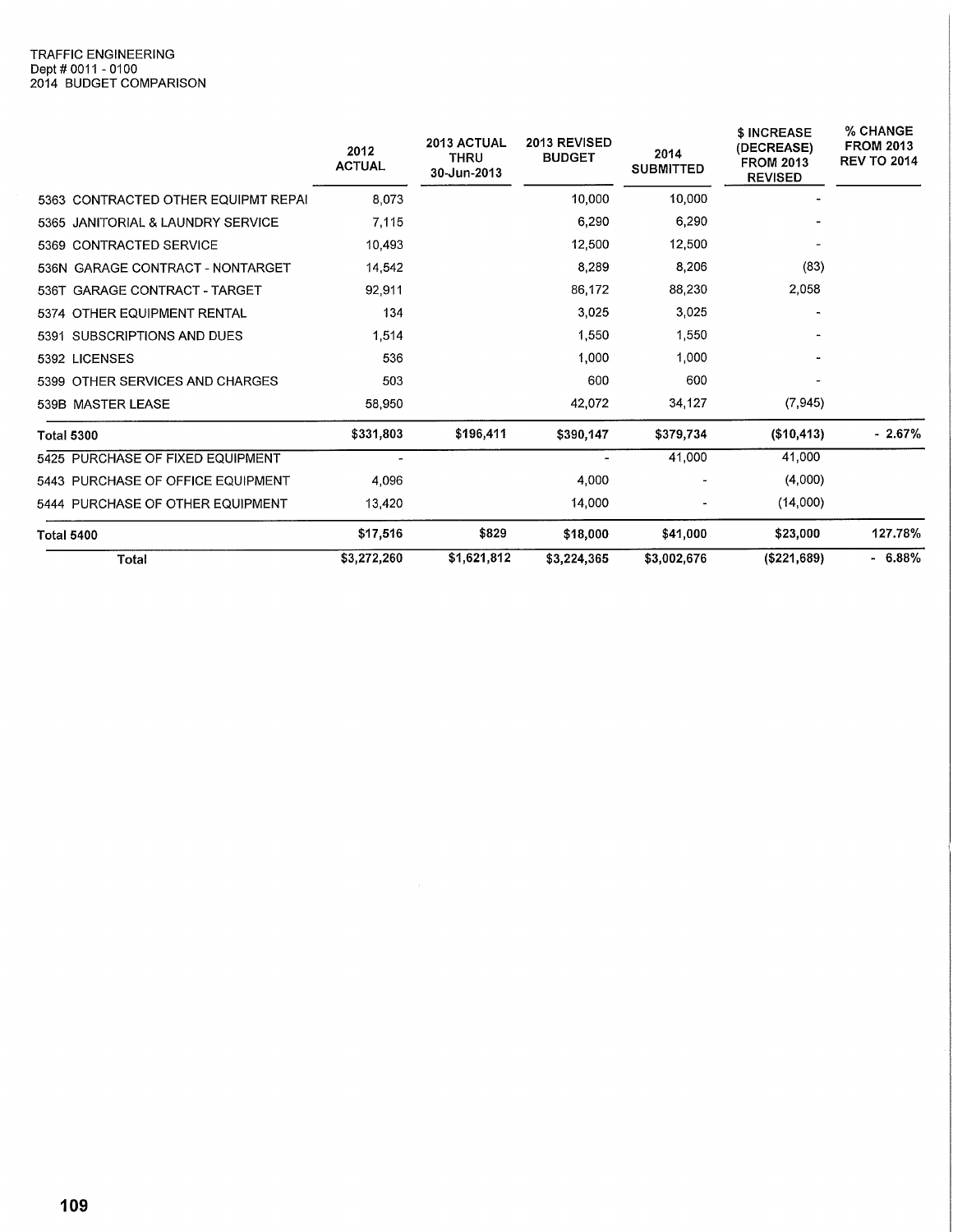TRAFFIC ENGINEERING
Dept # 0011 - 0100
2014 BUDGET COMPARISON

| | 2012 ACTUAL | 2013 ACTUAL THRU 30-Jun-2013 | 2013 REVISED BUDGET | 2014 SUBMITTED | $ INCREASE (DECREASE) FROM 2013 REVISED | % CHANGE FROM 2013 REV TO 2014 |
|---|---|---|---|---|---|---|
| 5363 CONTRACTED OTHER EQUIPMT REPAI | 8,073 | | 10,000 | 10,000 | - | |
| 5365 JANITORIAL & LAUNDRY SERVICE | 7,115 | | 6,290 | 6,290 | - | |
| 5369 CONTRACTED SERVICE | 10,493 | | 12,500 | 12,500 | - | |
| 536N GARAGE CONTRACT - NONTARGET | 14,542 | | 8,289 | 8,206 | (83) | |
| 536T GARAGE CONTRACT - TARGET | 92,911 | | 86,172 | 88,230 | 2,058 | |
| 5374 OTHER EQUIPMENT RENTAL | 134 | | 3,025 | 3,025 | - | |
| 5391 SUBSCRIPTIONS AND DUES | 1,514 | | 1,550 | 1,550 | - | |
| 5392 LICENSES | 536 | | 1,000 | 1,000 | - | |
| 5399 OTHER SERVICES AND CHARGES | 503 | | 600 | 600 | - | |
| 539B MASTER LEASE | 58,950 | | 42,072 | 34,127 | (7,945) | |
| **Total 5300** | **$331,803** | **$196,411** | **$390,147** | **$379,734** | **($10,413)** | **- 2.67%** |
| 5425 PURCHASE OF FIXED EQUIPMENT | - | | - | 41,000 | 41,000 | |
| 5443 PURCHASE OF OFFICE EQUIPMENT | 4,096 | | 4,000 | - | (4,000) | |
| 5444 PURCHASE OF OTHER EQUIPMENT | 13,420 | | 14,000 | - | (14,000) | |
| **Total 5400** | **$17,516** | **$829** | **$18,000** | **$41,000** | **$23,000** | **127.78%** |
| Total | $3,272,260 | $1,621,812 | $3,224,365 | $3,002,676 | ($221,689) | - 6.88% |